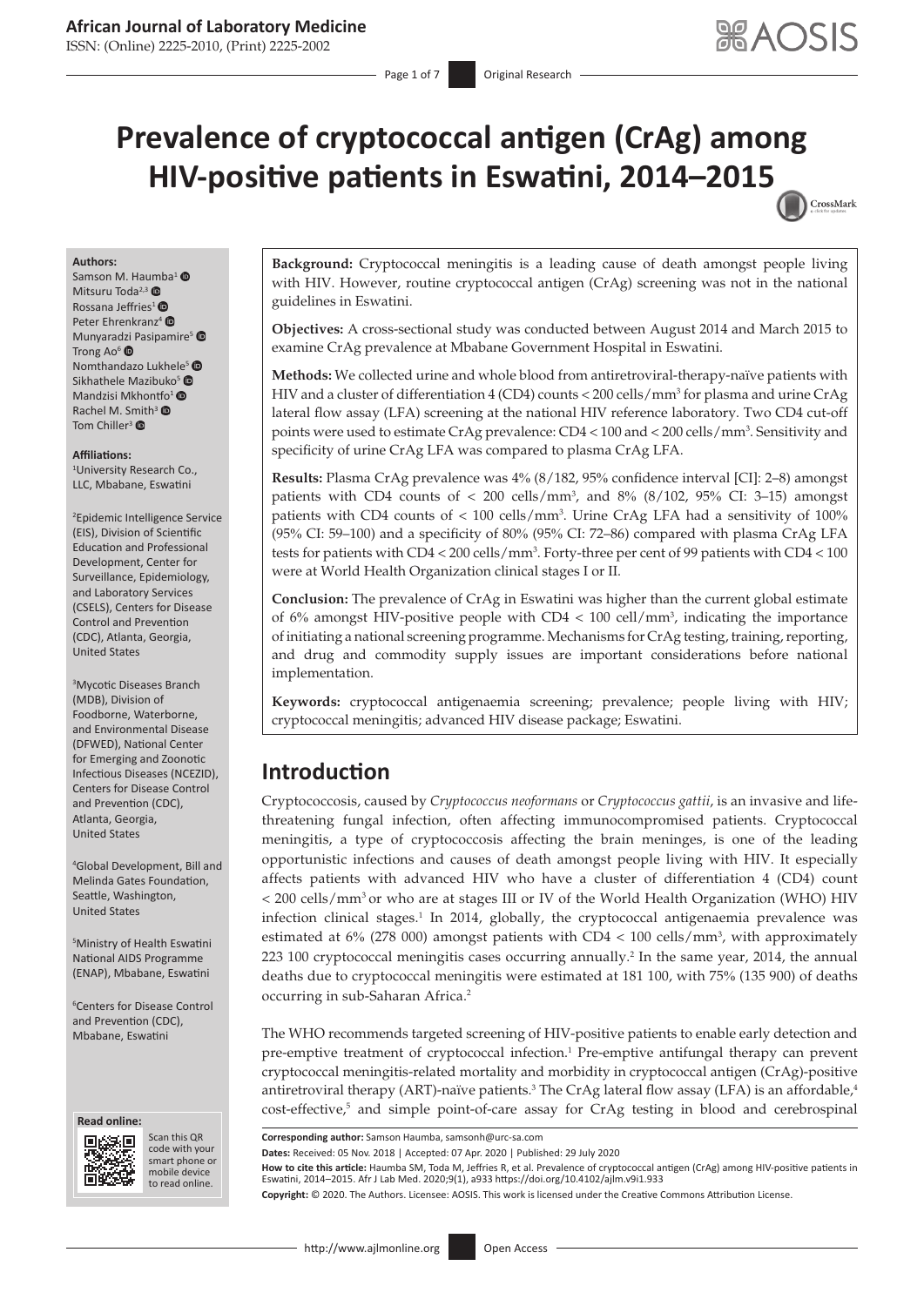# Prevalence of cryptococcal antigen (CrAg) among HIV-positive patients in Eswatini, 2014–2015

**Authors:**
Samson M. Haumba[1]
Mitsuru Toda[2,3]
Rossana Jeffries[1]
Peter Ehrenkranz[4]
Munyaradzi Pasipamire[5]
Trong Ao[6]
Nomthandazo Lukhele[5]
Sikhathele Mazibuko[5]
Mandzisi Mkhontfo[1]
Rachel M. Smith[3]
Tom Chiller[3]

**Affiliations:**
[1]University Research Co., LLC, Mbabane, Eswatini

[2]Epidemic Intelligence Service (EIS), Division of Scientific Education and Professional Development, Center for Surveillance, Epidemiology, and Laboratory Services (CSELS), Centers for Disease Control and Prevention (CDC), Atlanta, Georgia, United States

[3]Mycotic Diseases Branch (MDB), Division of Foodborne, Waterborne, and Environmental Disease (DFWED), National Center for Emerging and Zoonotic Infectious Diseases (NCEZID), Centers for Disease Control and Prevention (CDC), Atlanta, Georgia, United States

[4]Global Development, Bill and Melinda Gates Foundation, Seattle, Washington, United States

[5]Ministry of Health Eswatini National AIDS Programme (ENAP), Mbabane, Eswatini

[6]Centers for Disease Control and Prevention (CDC), Mbabane, Eswatini

**Background:** Cryptococcal meningitis is a leading cause of death amongst people living with HIV. However, routine cryptococcal antigen (CrAg) screening was not in the national guidelines in Eswatini.

**Objectives:** A cross-sectional study was conducted between August 2014 and March 2015 to examine CrAg prevalence at Mbabane Government Hospital in Eswatini.

**Methods:** We collected urine and whole blood from antiretroviral-therapy-naïve patients with HIV and a cluster of differentiation 4 (CD4) counts < 200 cells/mm$^3$ for plasma and urine CrAg lateral flow assay (LFA) screening at the national HIV reference laboratory. Two CD4 cut-off points were used to estimate CrAg prevalence: CD4 < 100 and < 200 cells/mm$^3$. Sensitivity and specificity of urine CrAg LFA was compared to plasma CrAg LFA.

**Results:** Plasma CrAg prevalence was 4% (8/182, 95% confidence interval [CI]: 2–8) amongst patients with CD4 counts of < 200 cells/mm$^3$, and 8% (8/102, 95% CI: 3–15) amongst patients with CD4 counts of < 100 cells/mm$^3$. Urine CrAg LFA had a sensitivity of 100% (95% CI: 59–100) and a specificity of 80% (95% CI: 72–86) compared with plasma CrAg LFA tests for patients with CD4 < 200 cells/mm$^3$. Forty-three per cent of 99 patients with CD4 < 100 were at World Health Organization clinical stages I or II.

**Conclusion:** The prevalence of CrAg in Eswatini was higher than the current global estimate of 6% amongst HIV-positive people with CD4 < 100 cell/mm$^3$, indicating the importance of initiating a national screening programme. Mechanisms for CrAg testing, training, reporting, and drug and commodity supply issues are important considerations before national implementation.

**Keywords:** cryptococcal antigenaemia screening; prevalence; people living with HIV; cryptococcal meningitis; advanced HIV disease package; Eswatini.

## Introduction

Cryptococcosis, caused by *Cryptococcus neoformans* or *Cryptococcus gattii*, is an invasive and life-threatening fungal infection, often affecting immunocompromised patients. Cryptococcal meningitis, a type of cryptococcosis affecting the brain meninges, is one of the leading opportunistic infections and causes of death amongst people living with HIV. It especially affects patients with advanced HIV who have a cluster of differentiation 4 (CD4) count < 200 cells/mm$^3$ or who are at stages III or IV of the World Health Organization (WHO) HIV infection clinical stages.[1] In 2014, globally, the cryptococcal antigenaemia prevalence was estimated at 6% (278 000) amongst patients with CD4 < 100 cells/mm$^3$, with approximately 223 100 cryptococcal meningitis cases occurring annually.[2] In the same year, 2014, the annual deaths due to cryptococcal meningitis were estimated at 181 100, with 75% (135 900) of deaths occurring in sub-Saharan Africa.[2]

The WHO recommends targeted screening of HIV-positive patients to enable early detection and pre-emptive treatment of cryptococcal infection.[1] Pre-emptive antifungal therapy can prevent cryptococcal meningitis-related mortality and morbidity in cryptococcal antigen (CrAg)-positive antiretroviral therapy (ART)-naïve patients.[3] The CrAg lateral flow assay (LFA) is an affordable,[4] cost-effective,[5] and simple point-of-care assay for CrAg testing in blood and cerebrospinal

**Corresponding author:** Samson Haumba, samsonh@urc-sa.com

**Dates:** Received: 05 Nov. 2018 | Accepted: 07 Apr. 2020 | Published: 29 July 2020

**How to cite this article:** Haumba SM, Toda M, Jeffries R, et al. Prevalence of cryptococcal antigen (CrAg) among HIV-positive patients in Eswatini, 2014–2015. Afr J Lab Med. 2020;9(1), a933 https://doi.org/10.4102/ajlm.v9i1.933

**Copyright:** © 2020. The Authors. Licensee: AOSIS. This work is licensed under the Creative Commons Attribution License.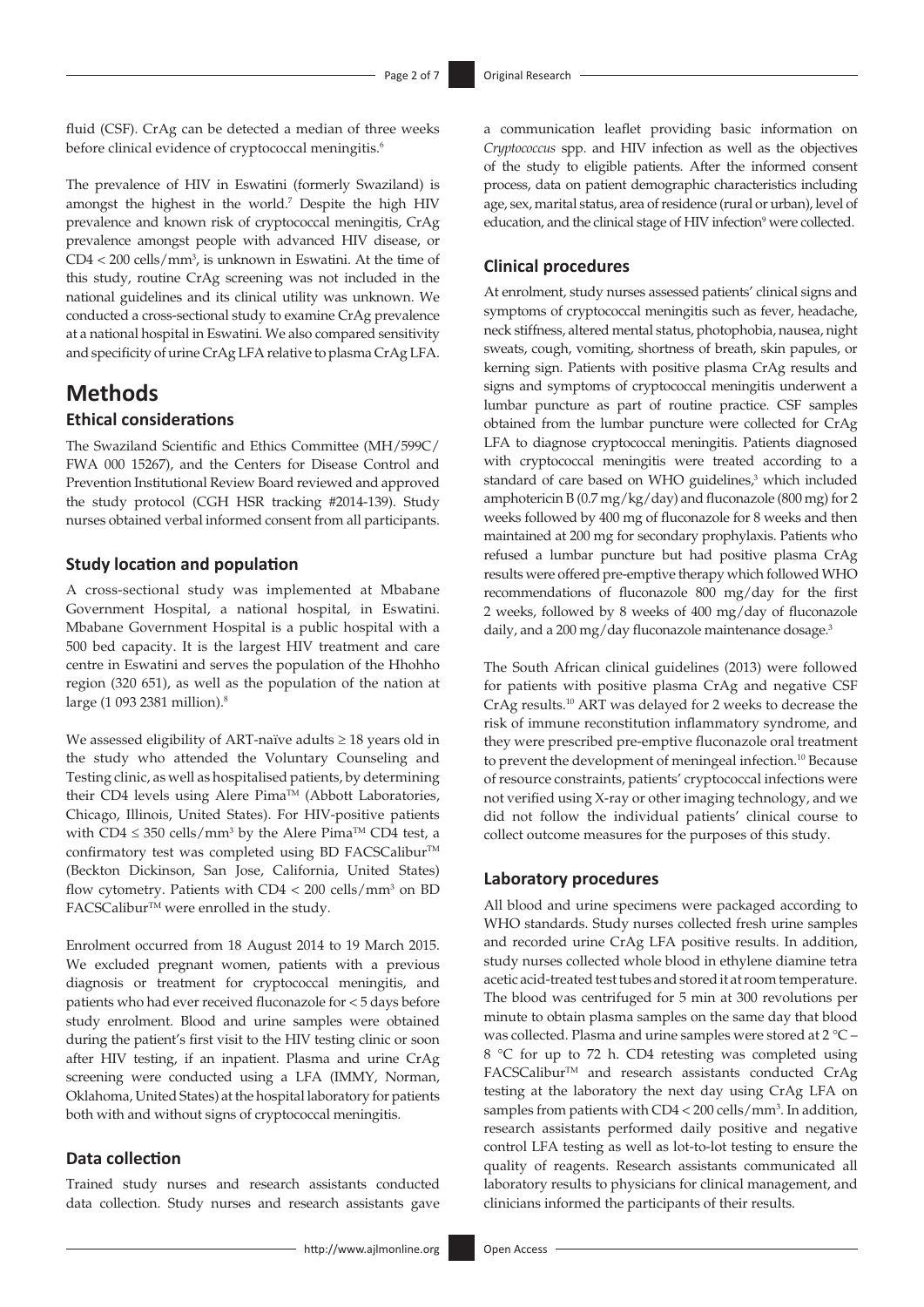fluid (CSF). CrAg can be detected a median of three weeks before clinical evidence of cryptococcal meningitis.[6]

The prevalence of HIV in Eswatini (formerly Swaziland) is amongst the highest in the world.[7] Despite the high HIV prevalence and known risk of cryptococcal meningitis, CrAg prevalence amongst people with advanced HIV disease, or CD4 < 200 cells/mm$^3$, is unknown in Eswatini. At the time of this study, routine CrAg screening was not included in the national guidelines and its clinical utility was unknown. We conducted a cross-sectional study to examine CrAg prevalence at a national hospital in Eswatini. We also compared sensitivity and specificity of urine CrAg LFA relative to plasma CrAg LFA.

# Methods

## Ethical considerations

The Swaziland Scientific and Ethics Committee (MH/599C/ FWA 000 15267), and the Centers for Disease Control and Prevention Institutional Review Board reviewed and approved the study protocol (CGH HSR tracking #2014-139). Study nurses obtained verbal informed consent from all participants.

## Study location and population

A cross-sectional study was implemented at Mbabane Government Hospital, a national hospital, in Eswatini. Mbabane Government Hospital is a public hospital with a 500 bed capacity. It is the largest HIV treatment and care centre in Eswatini and serves the population of the Hhohho region (320 651), as well as the population of the nation at large (1 093 2381 million).[8]

We assessed eligibility of ART-naïve adults ≥ 18 years old in the study who attended the Voluntary Counseling and Testing clinic, as well as hospitalised patients, by determining their CD4 levels using Alere Pima™ (Abbott Laboratories, Chicago, Illinois, United States). For HIV-positive patients with CD4 ≤ 350 cells/mm$^3$ by the Alere Pima™ CD4 test, a confirmatory test was completed using BD FACSCalibur™ (Beckton Dickinson, San Jose, California, United States) flow cytometry. Patients with CD4 < 200 cells/mm$^3$ on BD FACSCalibur™ were enrolled in the study.

Enrolment occurred from 18 August 2014 to 19 March 2015. We excluded pregnant women, patients with a previous diagnosis or treatment for cryptococcal meningitis, and patients who had ever received fluconazole for < 5 days before study enrolment. Blood and urine samples were obtained during the patient's first visit to the HIV testing clinic or soon after HIV testing, if an inpatient. Plasma and urine CrAg screening were conducted using a LFA (IMMY, Norman, Oklahoma, United States) at the hospital laboratory for patients both with and without signs of cryptococcal meningitis.

## Data collection

Trained study nurses and research assistants conducted data collection. Study nurses and research assistants gave a communication leaflet providing basic information on *Cryptococcus* spp. and HIV infection as well as the objectives of the study to eligible patients. After the informed consent process, data on patient demographic characteristics including age, sex, marital status, area of residence (rural or urban), level of education, and the clinical stage of HIV infection[9] were collected.

## Clinical procedures

At enrolment, study nurses assessed patients' clinical signs and symptoms of cryptococcal meningitis such as fever, headache, neck stiffness, altered mental status, photophobia, nausea, night sweats, cough, vomiting, shortness of breath, skin papules, or kerning sign. Patients with positive plasma CrAg results and signs and symptoms of cryptococcal meningitis underwent a lumbar puncture as part of routine practice. CSF samples obtained from the lumbar puncture were collected for CrAg LFA to diagnose cryptococcal meningitis. Patients diagnosed with cryptococcal meningitis were treated according to a standard of care based on WHO guidelines,[3] which included amphotericin B (0.7 mg/kg/day) and fluconazole (800 mg) for 2 weeks followed by 400 mg of fluconazole for 8 weeks and then maintained at 200 mg for secondary prophylaxis. Patients who refused a lumbar puncture but had positive plasma CrAg results were offered pre-emptive therapy which followed WHO recommendations of fluconazole 800 mg/day for the first 2 weeks, followed by 8 weeks of 400 mg/day of fluconazole daily, and a 200 mg/day fluconazole maintenance dosage.[3]

The South African clinical guidelines (2013) were followed for patients with positive plasma CrAg and negative CSF CrAg results.[10] ART was delayed for 2 weeks to decrease the risk of immune reconstitution inflammatory syndrome, and they were prescribed pre-emptive fluconazole oral treatment to prevent the development of meningeal infection.[10] Because of resource constraints, patients' cryptococcal infections were not verified using X-ray or other imaging technology, and we did not follow the individual patients' clinical course to collect outcome measures for the purposes of this study.

## Laboratory procedures

All blood and urine specimens were packaged according to WHO standards. Study nurses collected fresh urine samples and recorded urine CrAg LFA positive results. In addition, study nurses collected whole blood in ethylene diamine tetra acetic acid-treated test tubes and stored it at room temperature. The blood was centrifuged for 5 min at 300 revolutions per minute to obtain plasma samples on the same day that blood was collected. Plasma and urine samples were stored at 2 °C – 8 °C for up to 72 h. CD4 retesting was completed using FACSCalibur™ and research assistants conducted CrAg testing at the laboratory the next day using CrAg LFA on samples from patients with CD4 < 200 cells/mm$^3$. In addition, research assistants performed daily positive and negative control LFA testing as well as lot-to-lot testing to ensure the quality of reagents. Research assistants communicated all laboratory results to physicians for clinical management, and clinicians informed the participants of their results.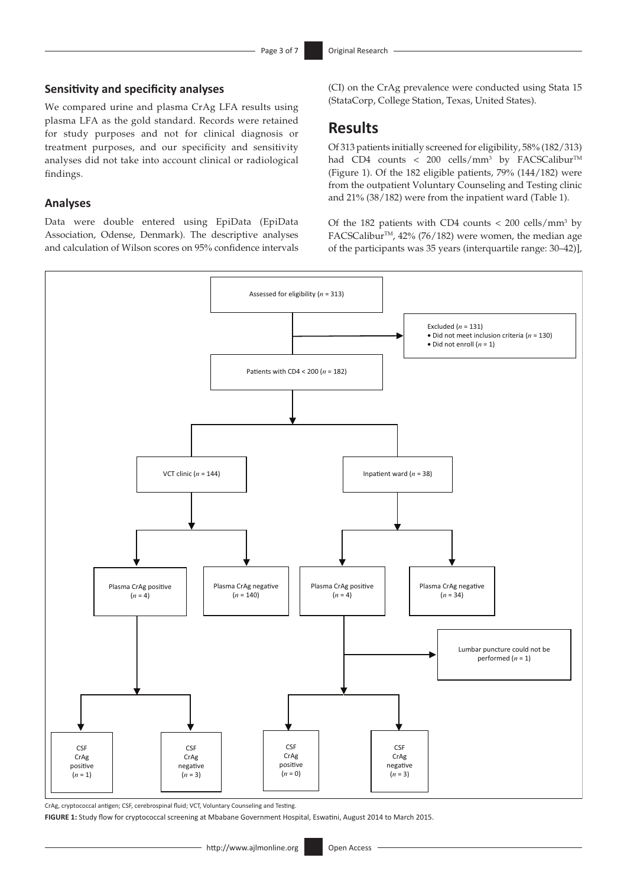### Sensitivity and specificity analyses

We compared urine and plasma CrAg LFA results using plasma LFA as the gold standard. Records were retained for study purposes and not for clinical diagnosis or treatment purposes, and our specificity and sensitivity analyses did not take into account clinical or radiological findings.

### Analyses

Data were double entered using EpiData (EpiData Association, Odense, Denmark). The descriptive analyses and calculation of Wilson scores on 95% confidence intervals (CI) on the CrAg prevalence were conducted using Stata 15 (StataCorp, College Station, Texas, United States).

## Results

Of 313 patients initially screened for eligibility, 58% (182/313) had CD4 counts < 200 cells/mm$^3$ by FACSCalibur™ (Figure 1). Of the 182 eligible patients, 79% (144/182) were from the outpatient Voluntary Counseling and Testing clinic and 21% (38/182) were from the inpatient ward (Table 1).

Of the 182 patients with CD4 counts < 200 cells/mm$^3$ by FACSCalibur™, 42% (76/182) were women, the median age of the participants was 35 years (interquartile range: 30–42)],

Assessed for eligibility (*n* = 313)

Excluded (*n* = 131)
- Did not meet inclusion criteria (*n* = 130)
- Did not enroll (*n* = 1)

Patients with CD4 < 200 (*n* = 182)

VCT clinic (*n* = 144)
- Plasma CrAg positive (*n* = 4)
  - CSF CrAg positive (*n* = 1)
  - CSF CrAg negative (*n* = 3)
- Plasma CrAg negative (*n* = 140)

Inpatient ward (*n* = 38)
- Plasma CrAg positive (*n* = 4)
  - Lumbar puncture could not be performed (*n* = 1)
  - CSF CrAg positive (*n* = 0)
  - CSF CrAg negative (*n* = 3)
- Plasma CrAg negative (*n* = 34)

CrAg, cryptococcal antigen; CSF, cerebrospinal fluid; VCT, Voluntary Counseling and Testing.

**FIGURE 1:** Study flow for cryptococcal screening at Mbabane Government Hospital, Eswatini, August 2014 to March 2015.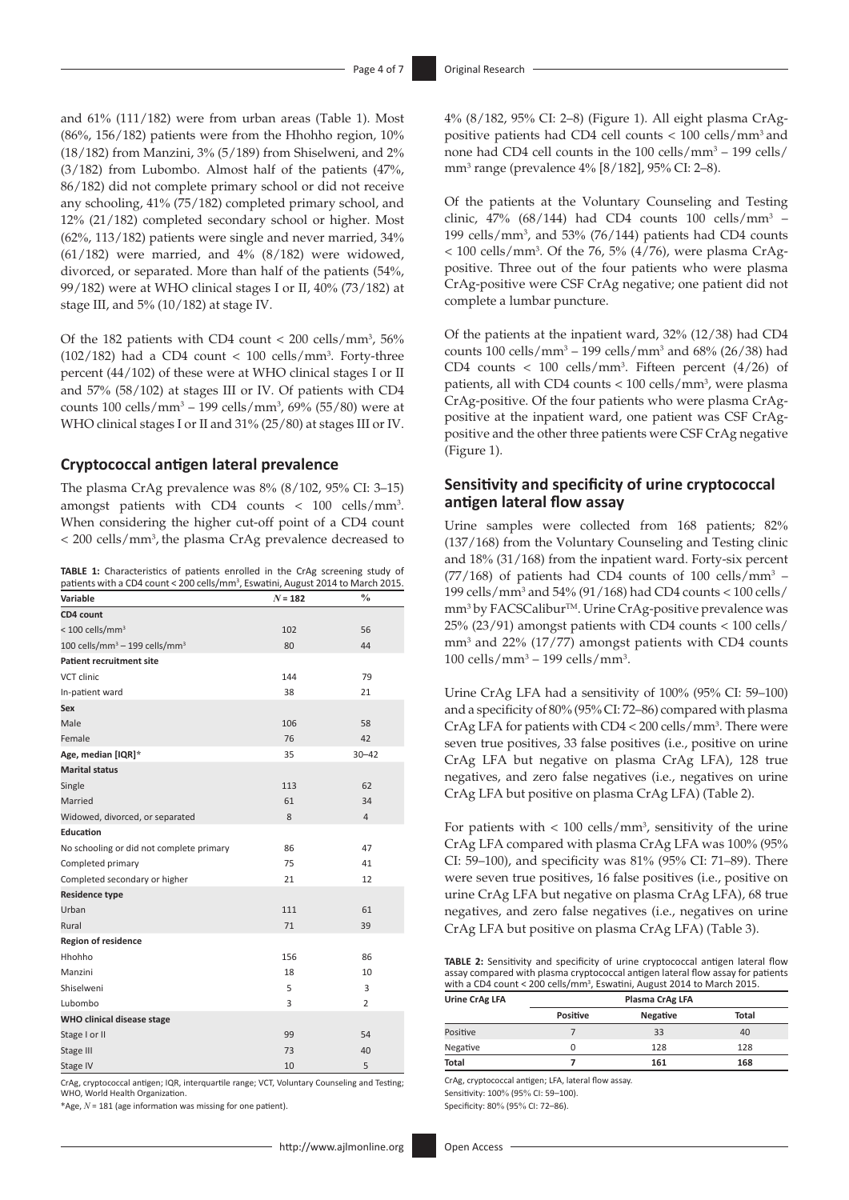and 61% (111/182) were from urban areas (Table 1). Most (86%, 156/182) patients were from the Hhohho region, 10% (18/182) from Manzini, 3% (5/189) from Shiselweni, and 2% (3/182) from Lubombo. Almost half of the patients (47%, 86/182) did not complete primary school or did not receive any schooling, 41% (75/182) completed primary school, and 12% (21/182) completed secondary school or higher. Most (62%, 113/182) patients were single and never married, 34% (61/182) were married, and 4% (8/182) were widowed, divorced, or separated. More than half of the patients (54%, 99/182) were at WHO clinical stages I or II, 40% (73/182) at stage III, and 5% (10/182) at stage IV.

Of the 182 patients with CD4 count < 200 cells/mm$^3$, 56% (102/182) had a CD4 count < 100 cells/mm$^3$. Forty-three percent (44/102) of these were at WHO clinical stages I or II and 57% (58/102) at stages III or IV. Of patients with CD4 counts 100 cells/mm$^3$ – 199 cells/mm$^3$, 69% (55/80) were at WHO clinical stages I or II and 31% (25/80) at stages III or IV.

## Cryptococcal antigen lateral prevalence

The plasma CrAg prevalence was 8% (8/102, 95% CI: 3–15) amongst patients with CD4 counts < 100 cells/mm$^3$. When considering the higher cut-off point of a CD4 count < 200 cells/mm$^3$, the plasma CrAg prevalence decreased to 4% (8/182, 95% CI: 2–8) (Figure 1). All eight plasma CrAg-positive patients had CD4 cell counts < 100 cells/mm$^3$ and none had CD4 cell counts in the 100 cells/mm$^3$ – 199 cells/mm$^3$ range (prevalence 4% [8/182], 95% CI: 2–8).

**TABLE 1:** Characteristics of patients enrolled in the CrAg screening study of patients with a CD4 count < 200 cells/mm$^3$, Eswatini, August 2014 to March 2015.

| Variable | $N$ = 182 | % |
|---|---|---|
| **CD4 count** | | |
| < 100 cells/mm$^3$ | 102 | 56 |
| 100 cells/mm$^3$ – 199 cells/mm$^3$ | 80 | 44 |
| **Patient recruitment site** | | |
| VCT clinic | 144 | 79 |
| In-patient ward | 38 | 21 |
| **Sex** | | |
| Male | 106 | 58 |
| Female | 76 | 42 |
| **Age, median [IQR]*** | 35 | 30–42 |
| **Marital status** | | |
| Single | 113 | 62 |
| Married | 61 | 34 |
| Widowed, divorced, or separated | 8 | 4 |
| **Education** | | |
| No schooling or did not complete primary | 86 | 47 |
| Completed primary | 75 | 41 |
| Completed secondary or higher | 21 | 12 |
| **Residence type** | | |
| Urban | 111 | 61 |
| Rural | 71 | 39 |
| **Region of residence** | | |
| Hhohho | 156 | 86 |
| Manzini | 18 | 10 |
| Shiselweni | 5 | 3 |
| Lubombo | 3 | 2 |
| **WHO clinical disease stage** | | |
| Stage I or II | 99 | 54 |
| Stage III | 73 | 40 |
| Stage IV | 10 | 5 |

CrAg, cryptococcal antigen; IQR, interquartile range; VCT, Voluntary Counseling and Testing; WHO, World Health Organization.

*Age, $N$ = 181 (age information was missing for one patient).

Of the patients at the Voluntary Counseling and Testing clinic, 47% (68/144) had CD4 counts 100 cells/mm$^3$ – 199 cells/mm$^3$, and 53% (76/144) patients had CD4 counts < 100 cells/mm$^3$. Of the 76, 5% (4/76), were plasma CrAg-positive. Three out of the four patients who were plasma CrAg-positive were CSF CrAg negative; one patient did not complete a lumbar puncture.

Of the patients at the inpatient ward, 32% (12/38) had CD4 counts 100 cells/mm$^3$ – 199 cells/mm$^3$ and 68% (26/38) had CD4 counts < 100 cells/mm$^3$. Fifteen percent (4/26) of patients, all with CD4 counts < 100 cells/mm$^3$, were plasma CrAg-positive. Of the four patients who were plasma CrAg-positive at the inpatient ward, one patient was CSF CrAg-positive and the other three patients were CSF CrAg negative (Figure 1).

## Sensitivity and specificity of urine cryptococcal antigen lateral flow assay

Urine samples were collected from 168 patients; 82% (137/168) from the Voluntary Counseling and Testing clinic and 18% (31/168) from the inpatient ward. Forty-six percent (77/168) of patients had CD4 counts of 100 cells/mm$^3$ – 199 cells/mm$^3$ and 54% (91/168) had CD4 counts < 100 cells/mm$^3$ by FACSCalibur™. Urine CrAg-positive prevalence was 25% (23/91) amongst patients with CD4 counts < 100 cells/mm$^3$ and 22% (17/77) amongst patients with CD4 counts 100 cells/mm$^3$ – 199 cells/mm$^3$.

Urine CrAg LFA had a sensitivity of 100% (95% CI: 59–100) and a specificity of 80% (95% CI: 72–86) compared with plasma CrAg LFA for patients with CD4 < 200 cells/mm$^3$. There were seven true positives, 33 false positives (i.e., positive on urine CrAg LFA but negative on plasma CrAg LFA), 128 true negatives, and zero false negatives (i.e., negatives on urine CrAg LFA but positive on plasma CrAg LFA) (Table 2).

For patients with < 100 cells/mm$^3$, sensitivity of the urine CrAg LFA compared with plasma CrAg LFA was 100% (95% CI: 59–100), and specificity was 81% (95% CI: 71–89). There were seven true positives, 16 false positives (i.e., positive on urine CrAg LFA but negative on plasma CrAg LFA), 68 true negatives, and zero false negatives (i.e., negatives on urine CrAg LFA but positive on plasma CrAg LFA) (Table 3).

**TABLE 2:** Sensitivity and specificity of urine cryptococcal antigen lateral flow assay compared with plasma cryptococcal antigen lateral flow assay for patients with a CD4 count < 200 cells/mm$^3$, Eswatini, August 2014 to March 2015.

| Urine CrAg LFA | Plasma CrAg LFA | | |
|---|---|---|---|
| | **Positive** | **Negative** | **Total** |
| Positive | 7 | 33 | 40 |
| Negative | 0 | 128 | 128 |
| **Total** | **7** | **161** | **168** |

CrAg, cryptococcal antigen; LFA, lateral flow assay.

Sensitivity: 100% (95% CI: 59–100).

Specificity: 80% (95% CI: 72–86).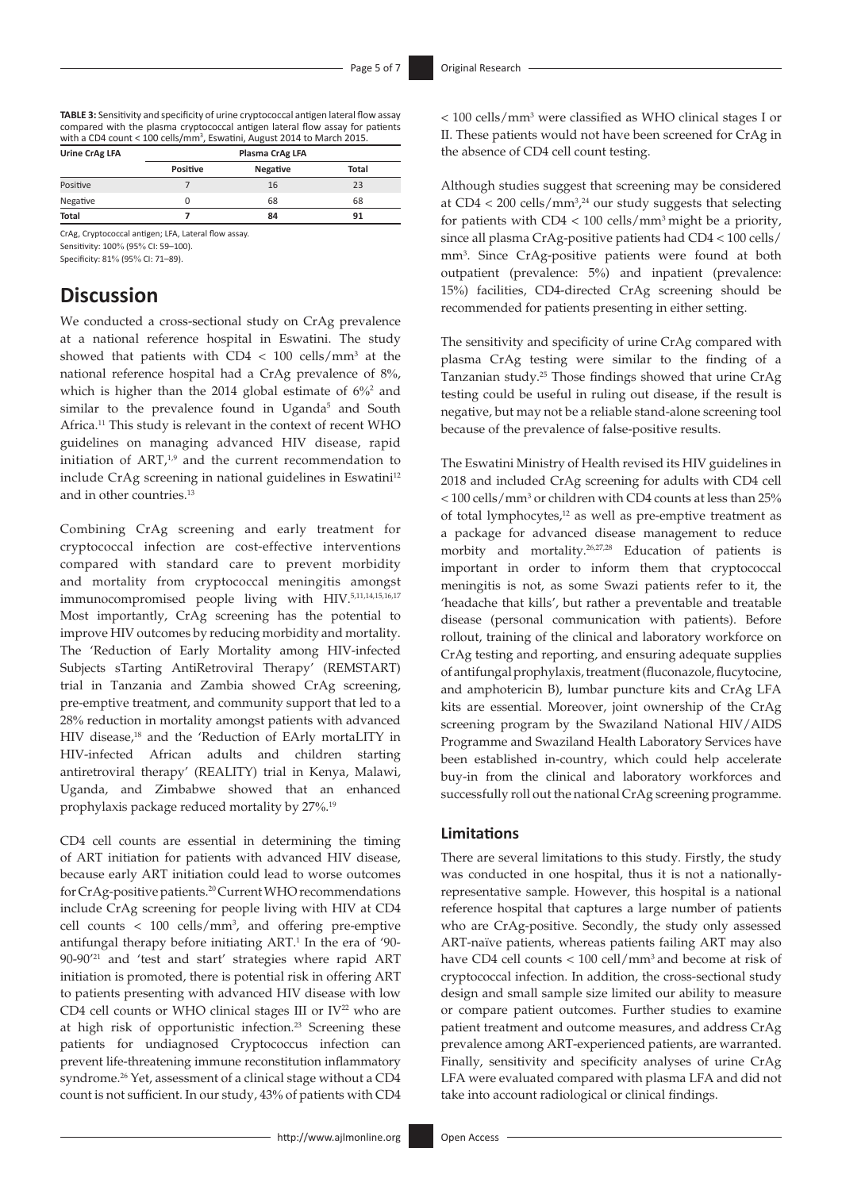**TABLE 3:** Sensitivity and specificity of urine cryptococcal antigen lateral flow assay compared with the plasma cryptococcal antigen lateral flow assay for patients with a CD4 count < 100 cells/mm$^3$, Eswatini, August 2014 to March 2015.

| Urine CrAg LFA | Plasma CrAg LFA | | |
|---|---|---|---|
| | Positive | Negative | Total |
| Positive | 7 | 16 | 23 |
| Negative | 0 | 68 | 68 |
| **Total** | **7** | **84** | **91** |

CrAg, Cryptococcal antigen; LFA, Lateral flow assay.
Sensitivity: 100% (95% CI: 59–100).
Specificity: 81% (95% CI: 71–89).

# Discussion

We conducted a cross-sectional study on CrAg prevalence at a national reference hospital in Eswatini. The study showed that patients with CD4 < 100 cells/mm$^3$ at the national reference hospital had a CrAg prevalence of 8%, which is higher than the 2014 global estimate of 6%[2] and similar to the prevalence found in Uganda[5] and South Africa.[11] This study is relevant in the context of recent WHO guidelines on managing advanced HIV disease, rapid initiation of ART,[1,9] and the current recommendation to include CrAg screening in national guidelines in Eswatini[12] and in other countries.[13]

Combining CrAg screening and early treatment for cryptococcal infection are cost-effective interventions compared with standard care to prevent morbidity and mortality from cryptococcal meningitis amongst immunocompromised people living with HIV.[5,11,14,15,16,17] Most importantly, CrAg screening has the potential to improve HIV outcomes by reducing morbidity and mortality. The 'Reduction of Early Mortality among HIV-infected Subjects sTarting AntiRetroviral Therapy' (REMSTART) trial in Tanzania and Zambia showed CrAg screening, pre-emptive treatment, and community support that led to a 28% reduction in mortality amongst patients with advanced HIV disease,[18] and the 'Reduction of EArly mortaLITY in HIV-infected African adults and children starting antiretroviral therapy' (REALITY) trial in Kenya, Malawi, Uganda, and Zimbabwe showed that an enhanced prophylaxis package reduced mortality by 27%.[19]

CD4 cell counts are essential in determining the timing of ART initiation for patients with advanced HIV disease, because early ART initiation could lead to worse outcomes for CrAg-positive patients.[20] Current WHO recommendations include CrAg screening for people living with HIV at CD4 cell counts < 100 cells/mm$^3$, and offering pre-emptive antifungal therapy before initiating ART.[1] In the era of '90-90-90'[21] and 'test and start' strategies where rapid ART initiation is promoted, there is potential risk in offering ART to patients presenting with advanced HIV disease with low CD4 cell counts or WHO clinical stages III or IV[22] who are at high risk of opportunistic infection.[23] Screening these patients for undiagnosed Cryptococcus infection can prevent life-threatening immune reconstitution inflammatory syndrome.[26] Yet, assessment of a clinical stage without a CD4 count is not sufficient. In our study, 43% of patients with CD4 < 100 cells/mm$^3$ were classified as WHO clinical stages I or II. These patients would not have been screened for CrAg in the absence of CD4 cell count testing.

Although studies suggest that screening may be considered at CD4 < 200 cells/mm$^3$,[24] our study suggests that selecting for patients with CD4 < 100 cells/mm$^3$ might be a priority, since all plasma CrAg-positive patients had CD4 < 100 cells/mm$^3$. Since CrAg-positive patients were found at both outpatient (prevalence: 5%) and inpatient (prevalence: 15%) facilities, CD4-directed CrAg screening should be recommended for patients presenting in either setting.

The sensitivity and specificity of urine CrAg compared with plasma CrAg testing were similar to the finding of a Tanzanian study.[25] Those findings showed that urine CrAg testing could be useful in ruling out disease, if the result is negative, but may not be a reliable stand-alone screening tool because of the prevalence of false-positive results.

The Eswatini Ministry of Health revised its HIV guidelines in 2018 and included CrAg screening for adults with CD4 cell < 100 cells/mm$^3$ or children with CD4 counts at less than 25% of total lymphocytes,[12] as well as pre-emptive treatment as a package for advanced disease management to reduce morbidity and mortality.[26,27,28] Education of patients is important in order to inform them that cryptococcal meningitis is not, as some Swazi patients refer to it, the 'headache that kills', but rather a preventable and treatable disease (personal communication with patients). Before rollout, training of the clinical and laboratory workforce on CrAg testing and reporting, and ensuring adequate supplies of antifungal prophylaxis, treatment (fluconazole, flucytocine, and amphotericin B), lumbar puncture kits and CrAg LFA kits are essential. Moreover, joint ownership of the CrAg screening program by the Swaziland National HIV/AIDS Programme and Swaziland Health Laboratory Services have been established in-country, which could help accelerate buy-in from the clinical and laboratory workforces and successfully roll out the national CrAg screening programme.

## Limitations

There are several limitations to this study. Firstly, the study was conducted in one hospital, thus it is not a nationally-representative sample. However, this hospital is a national reference hospital that captures a large number of patients who are CrAg-positive. Secondly, the study only assessed ART-naïve patients, whereas patients failing ART may also have CD4 cell counts < 100 cell/mm$^3$ and become at risk of cryptococcal infection. In addition, the cross-sectional study design and small sample size limited our ability to measure or compare patient outcomes. Further studies to examine patient treatment and outcome measures, and address CrAg prevalence among ART-experienced patients, are warranted. Finally, sensitivity and specificity analyses of urine CrAg LFA were evaluated compared with plasma LFA and did not take into account radiological or clinical findings.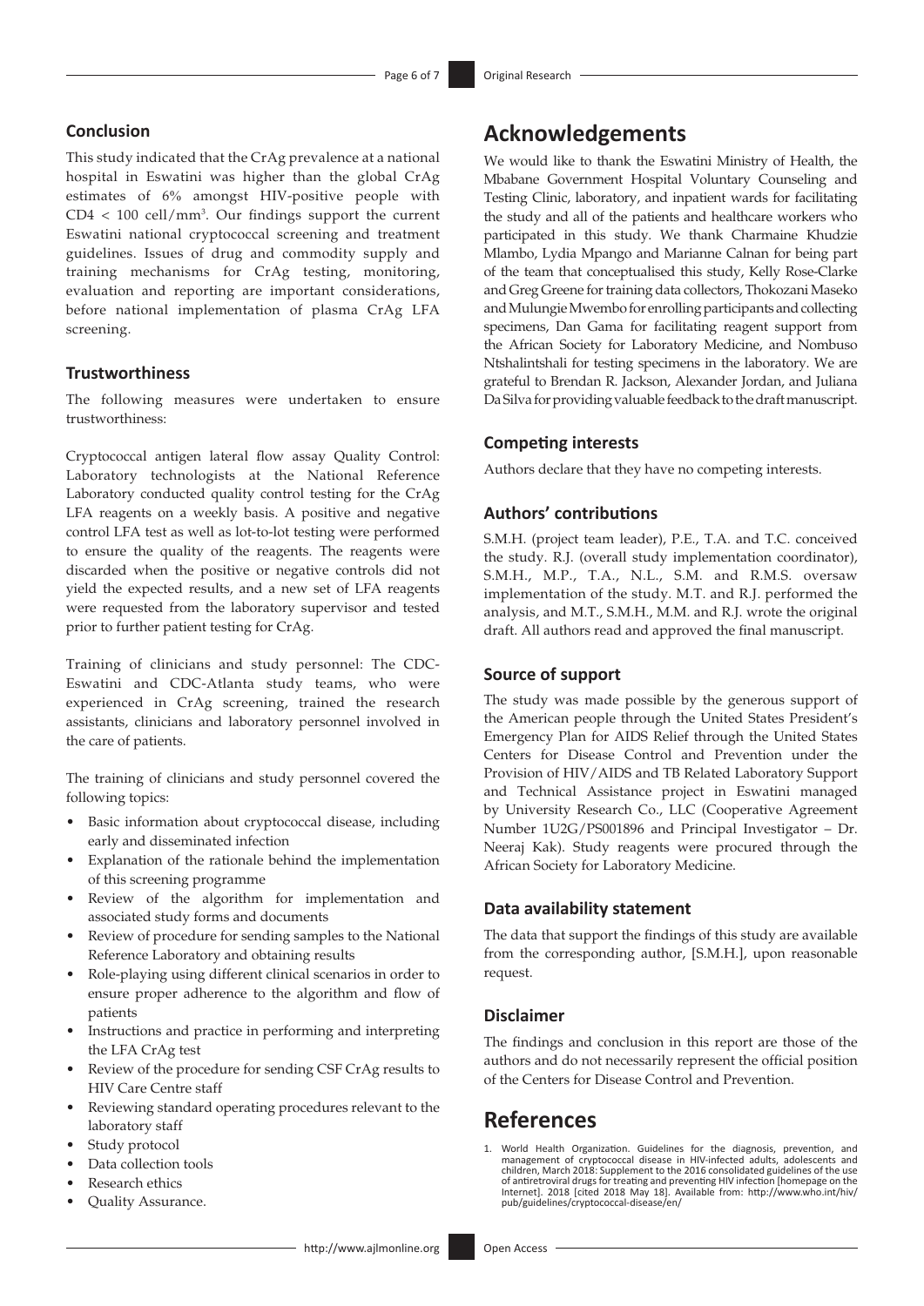## Conclusion

This study indicated that the CrAg prevalence at a national hospital in Eswatini was higher than the global CrAg estimates of 6% amongst HIV-positive people with CD4 < 100 cell/mm[3]. Our findings support the current Eswatini national cryptococcal screening and treatment guidelines. Issues of drug and commodity supply and training mechanisms for CrAg testing, monitoring, evaluation and reporting are important considerations, before national implementation of plasma CrAg LFA screening.

## Trustworthiness

The following measures were undertaken to ensure trustworthiness:

Cryptococcal antigen lateral flow assay Quality Control: Laboratory technologists at the National Reference Laboratory conducted quality control testing for the CrAg LFA reagents on a weekly basis. A positive and negative control LFA test as well as lot-to-lot testing were performed to ensure the quality of the reagents. The reagents were discarded when the positive or negative controls did not yield the expected results, and a new set of LFA reagents were requested from the laboratory supervisor and tested prior to further patient testing for CrAg.

Training of clinicians and study personnel: The CDC-Eswatini and CDC-Atlanta study teams, who were experienced in CrAg screening, trained the research assistants, clinicians and laboratory personnel involved in the care of patients.

The training of clinicians and study personnel covered the following topics:

- Basic information about cryptococcal disease, including early and disseminated infection
- Explanation of the rationale behind the implementation of this screening programme
- Review of the algorithm for implementation and associated study forms and documents
- Review of procedure for sending samples to the National Reference Laboratory and obtaining results
- Role-playing using different clinical scenarios in order to ensure proper adherence to the algorithm and flow of patients
- Instructions and practice in performing and interpreting the LFA CrAg test
- Review of the procedure for sending CSF CrAg results to HIV Care Centre staff
- Reviewing standard operating procedures relevant to the laboratory staff
- Study protocol
- Data collection tools
- Research ethics
- Quality Assurance.

# Acknowledgements

We would like to thank the Eswatini Ministry of Health, the Mbabane Government Hospital Voluntary Counseling and Testing Clinic, laboratory, and inpatient wards for facilitating the study and all of the patients and healthcare workers who participated in this study. We thank Charmaine Khudzie Mlambo, Lydia Mpango and Marianne Calnan for being part of the team that conceptualised this study, Kelly Rose-Clarke and Greg Greene for training data collectors, Thokozani Maseko and Mulungie Mwembo for enrolling participants and collecting specimens, Dan Gama for facilitating reagent support from the African Society for Laboratory Medicine, and Nombuso Ntshalintshali for testing specimens in the laboratory. We are grateful to Brendan R. Jackson, Alexander Jordan, and Juliana Da Silva for providing valuable feedback to the draft manuscript.

## Competing interests

Authors declare that they have no competing interests.

## Authors' contributions

S.M.H. (project team leader), P.E., T.A. and T.C. conceived the study. R.J. (overall study implementation coordinator), S.M.H., M.P., T.A., N.L., S.M. and R.M.S. oversaw implementation of the study. M.T. and R.J. performed the analysis, and M.T., S.M.H., M.M. and R.J. wrote the original draft. All authors read and approved the final manuscript.

## Source of support

The study was made possible by the generous support of the American people through the United States President's Emergency Plan for AIDS Relief through the United States Centers for Disease Control and Prevention under the Provision of HIV/AIDS and TB Related Laboratory Support and Technical Assistance project in Eswatini managed by University Research Co., LLC (Cooperative Agreement Number 1U2G/PS001896 and Principal Investigator – Dr. Neeraj Kak). Study reagents were procured through the African Society for Laboratory Medicine.

## Data availability statement

The data that support the findings of this study are available from the corresponding author, [S.M.H.], upon reasonable request.

## Disclaimer

The findings and conclusion in this report are those of the authors and do not necessarily represent the official position of the Centers for Disease Control and Prevention.

# References

1. World Health Organization. Guidelines for the diagnosis, prevention, and management of cryptococcal disease in HIV-infected adults, adolescents and children, March 2018: Supplement to the 2016 consolidated guidelines of the use of antiretroviral drugs for treating and preventing HIV infection [homepage on the Internet]. 2018 [cited 2018 May 18]. Available from: http://www.who.int/hiv/pub/guidelines/cryptococcal-disease/en/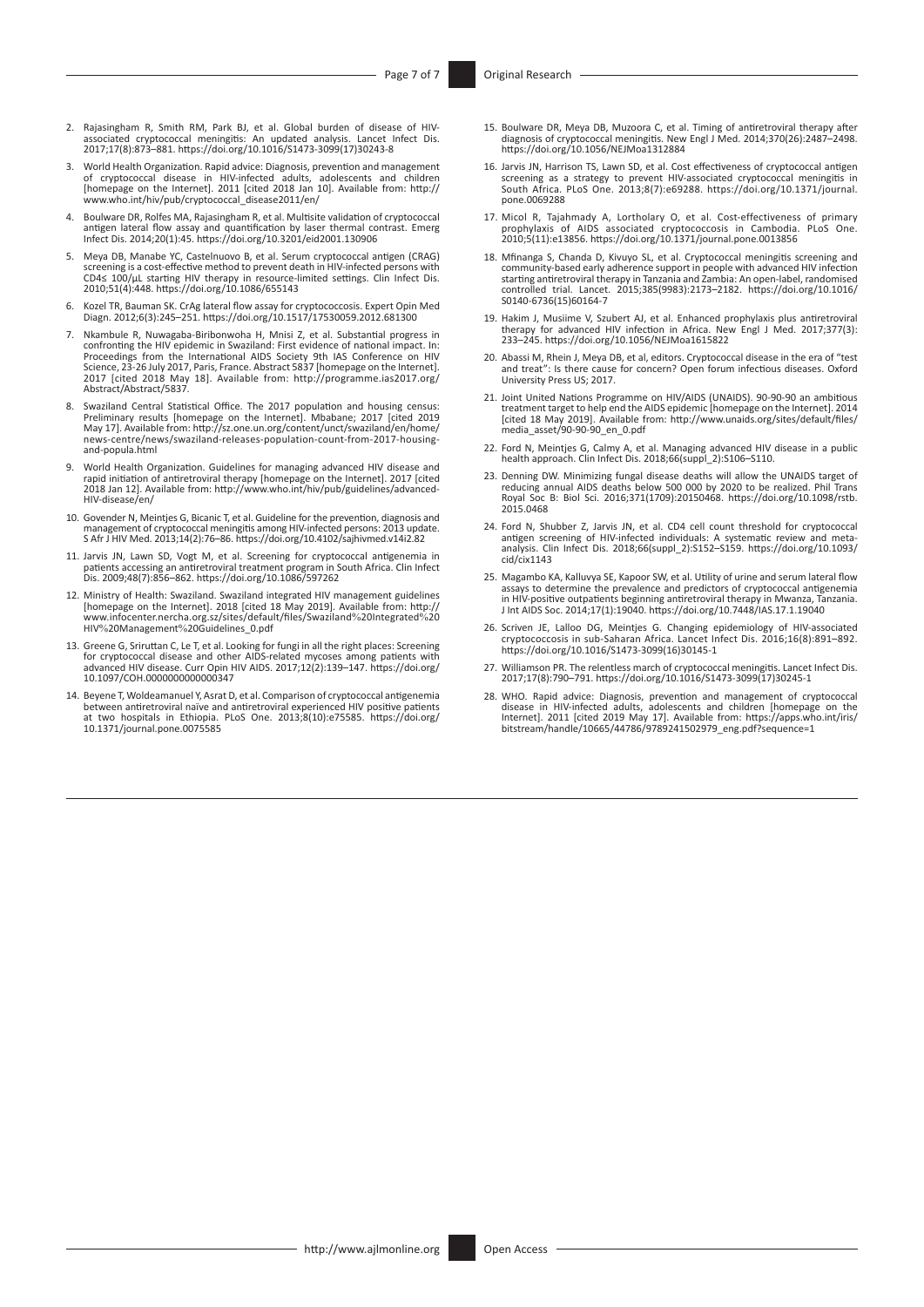2. Rajasingham R, Smith RM, Park BJ, et al. Global burden of disease of HIV-associated cryptococcal meningitis: An updated analysis. Lancet Infect Dis. 2017;17(8):873–881. https://doi.org/10.1016/S1473-3099(17)30243-8

3. World Health Organization. Rapid advice: Diagnosis, prevention and management of cryptococcal disease in HIV-infected adults, adolescents and children [homepage on the Internet]. 2011 [cited 2018 Jan 10]. Available from: http://www.who.int/hiv/pub/cryptococcal_disease2011/en/

4. Boulware DR, Rolfes MA, Rajasingham R, et al. Multisite validation of cryptococcal antigen lateral flow assay and quantification by laser thermal contrast. Emerg Infect Dis. 2014;20(1):45. https://doi.org/10.3201/eid2001.130906

5. Meya DB, Manabe YC, Castelnuovo B, et al. Serum cryptococcal antigen (CRAG) screening is a cost-effective method to prevent death in HIV-infected persons with CD4≤ 100/µL starting HIV therapy in resource-limited settings. Clin Infect Dis. 2010;51(4):448. https://doi.org/10.1086/655143

6. Kozel TR, Bauman SK. CrAg lateral flow assay for cryptococcosis. Expert Opin Med Diagn. 2012;6(3):245–251. https://doi.org/10.1517/17530059.2012.681300

7. Nkambule R, Nuwagaba-Biribonwoha H, Mnisi Z, et al. Substantial progress in confronting the HIV epidemic in Swaziland: First evidence of national impact. In: Proceedings from the International AIDS Society 9th IAS Conference on HIV Science, 23-26 July 2017, Paris, France. Abstract 5837 [homepage on the Internet]. 2017 [cited 2018 May 18]. Available from: http://programme.ias2017.org/Abstract/Abstract/5837.

8. Swaziland Central Statistical Office. The 2017 population and housing census: Preliminary results [homepage on the Internet]. Mbabane; 2017 [cited 2019 May 17]. Available from: http://sz.one.un.org/content/unct/swaziland/en/home/news-centre/news/swaziland-releases-population-count-from-2017-housing-and-popula.html

9. World Health Organization. Guidelines for managing advanced HIV disease and rapid initiation of antiretroviral therapy [homepage on the Internet]. 2017 [cited 2018 Jan 12]. Available from: http://www.who.int/hiv/pub/guidelines/advanced-HIV-disease/en/

10. Govender N, Meintjes G, Bicanic T, et al. Guideline for the prevention, diagnosis and management of cryptococcal meningitis among HIV-infected persons: 2013 update. S Afr J HIV Med. 2013;14(2):76–86. https://doi.org/10.4102/sajhivmed.v14i2.82

11. Jarvis JN, Lawn SD, Vogt M, et al. Screening for cryptococcal antigenemia in patients accessing an antiretroviral treatment program in South Africa. Clin Infect Dis. 2009;48(7):856–862. https://doi.org/10.1086/597262

12. Ministry of Health: Swaziland. Swaziland integrated HIV management guidelines [homepage on the Internet]. 2018 [cited 18 May 2019]. Available from: http://www.infocenter.nercha.org.sz/sites/default/files/Swaziland%20Integrated%20HIV%20Management%20Guidelines_0.pdf

13. Greene G, Sriruttan C, Le T, et al. Looking for fungi in all the right places: Screening for cryptococcal disease and other AIDS-related mycoses among patients with advanced HIV disease. Curr Opin HIV AIDS. 2017;12(2):139–147. https://doi.org/10.1097/COH.0000000000000347

14. Beyene T, Woldeamanuel Y, Asrat D, et al. Comparison of cryptococcal antigenemia between antiretroviral naïve and antiretroviral experienced HIV positive patients at two hospitals in Ethiopia. PLoS One. 2013;8(10):e75585. https://doi.org/10.1371/journal.pone.0075585

15. Boulware DR, Meya DB, Muzoora C, et al. Timing of antiretroviral therapy after diagnosis of cryptococcal meningitis. New Engl J Med. 2014;370(26):2487–2498. https://doi.org/10.1056/NEJMoa1312884

16. Jarvis JN, Harrison TS, Lawn SD, et al. Cost effectiveness of cryptococcal antigen screening as a strategy to prevent HIV-associated cryptococcal meningitis in South Africa. PLoS One. 2013;8(7):e69288. https://doi.org/10.1371/journal.pone.0069288

17. Micol R, Tajahmady A, Lortholary O, et al. Cost-effectiveness of primary prophylaxis of AIDS associated cryptococcosis in Cambodia. PLoS One. 2010;5(11):e13856. https://doi.org/10.1371/journal.pone.0013856

18. Mfinanga S, Chanda D, Kivuyo SL, et al. Cryptococcal meningitis screening and community-based early adherence support in people with advanced HIV infection starting antiretroviral therapy in Tanzania and Zambia: An open-label, randomised controlled trial. Lancet. 2015;385(9983):2173–2182. https://doi.org/10.1016/S0140-6736(15)60164-7

19. Hakim J, Musiime V, Szubert AJ, et al. Enhanced prophylaxis plus antiretroviral therapy for advanced HIV infection in Africa. New Engl J Med. 2017;377(3):233–245. https://doi.org/10.1056/NEJMoa1615822

20. Abassi M, Rhein J, Meya DB, et al, editors. Cryptococcal disease in the era of "test and treat": Is there cause for concern? Open forum infectious diseases. Oxford University Press US; 2017.

21. Joint United Nations Programme on HIV/AIDS (UNAIDS). 90-90-90 an ambitious treatment target to help end the AIDS epidemic [homepage on the Internet]. 2014 [cited 18 May 2019]. Available from: http://www.unaids.org/sites/default/files/media_asset/90-90-90_en_0.pdf

22. Ford N, Meintjes G, Calmy A, et al. Managing advanced HIV disease in a public health approach. Clin Infect Dis. 2018;66(suppl_2):S106–S110.

23. Denning DW. Minimizing fungal disease deaths will allow the UNAIDS target of reducing annual AIDS deaths below 500 000 by 2020 to be realized. Phil Trans Royal Soc B: Biol Sci. 2016;371(1709):20150468. https://doi.org/10.1098/rstb.2015.0468

24. Ford N, Shubber Z, Jarvis JN, et al. CD4 cell count threshold for cryptococcal antigen screening of HIV-infected individuals: A systematic review and meta-analysis. Clin Infect Dis. 2018;66(suppl_2):S152–S159. https://doi.org/10.1093/cid/cix1143

25. Magambo KA, Kalluvya SE, Kapoor SW, et al. Utility of urine and serum lateral flow assays to determine the prevalence and predictors of cryptococcal antigenemia in HIV-positive outpatients beginning antiretroviral therapy in Mwanza, Tanzania. J Int AIDS Soc. 2014;17(1):19040. https://doi.org/10.7448/IAS.17.1.19040

26. Scriven JE, Lalloo DG, Meintjes G. Changing epidemiology of HIV-associated cryptococcosis in sub-Saharan Africa. Lancet Infect Dis. 2016;16(8):891–892. https://doi.org/10.1016/S1473-3099(16)30145-1

27. Williamson PR. The relentless march of cryptococcal meningitis. Lancet Infect Dis. 2017;17(8):790–791. https://doi.org/10.1016/S1473-3099(17)30245-1

28. WHO. Rapid advice: Diagnosis, prevention and management of cryptococcal disease in HIV-infected adults, adolescents and children [homepage on the Internet]. 2011 [cited 2019 May 17]. Available from: https://apps.who.int/iris/bitstream/handle/10665/44786/9789241502979_eng.pdf?sequence=1